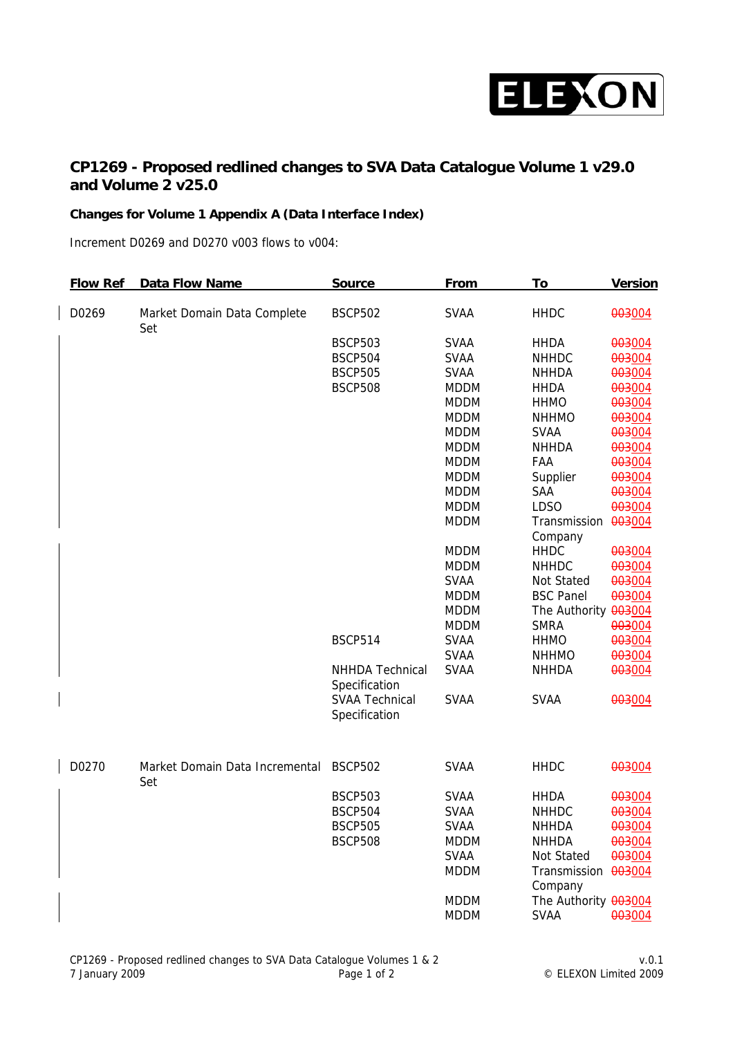## CP1269 - Proposed redlined changes to SVA Data Catalogue Volume 1 v29.0 and Volume 2 v25.0

### Changes for Volume 1 Appendix A (Data Interface Index)

Increment D0269 and D0270 v003 flows to v004:

| Flow Ref | Data Flow Name | Source | From | To | Version |
|---|---|---|---|---|---|
| D0269 | Market Domain Data Complete Set | BSCP502 | SVAA | HHDC | ~~003~~004 |
| | | BSCP503 | SVAA | HHDA | ~~003~~004 |
| | | BSCP504 | SVAA | NHHDC | ~~003~~004 |
| | | BSCP505 | SVAA | NHHDA | ~~003~~004 |
| | | BSCP508 | MDDM | HHDA | ~~003~~004 |
| | | | MDDM | HHMO | ~~003~~004 |
| | | | MDDM | NHHMO | ~~003~~004 |
| | | | MDDM | SVAA | ~~003~~004 |
| | | | MDDM | NHHDA | ~~003~~004 |
| | | | MDDM | FAA | ~~003~~004 |
| | | | MDDM | Supplier | ~~003~~004 |
| | | | MDDM | SAA | ~~003~~004 |
| | | | MDDM | LDSO | ~~003~~004 |
| | | | MDDM | Transmission Company | ~~003~~004 |
| | | | MDDM | HHDC | ~~003~~004 |
| | | | MDDM | NHHDC | ~~003~~004 |
| | | | SVAA | Not Stated | ~~003~~004 |
| | | | MDDM | BSC Panel | ~~003~~004 |
| | | | MDDM | The Authority | ~~003~~004 |
| | | | MDDM | SMRA | ~~003~~004 |
| | | BSCP514 | SVAA | HHMO | ~~003~~004 |
| | | | SVAA | NHHMO | ~~003~~004 |
| | | NHHDA Technical Specification | SVAA | NHHDA | ~~003~~004 |
| | | SVAA Technical Specification | SVAA | SVAA | ~~003~~004 |
| D0270 | Market Domain Data Incremental Set | BSCP502 | SVAA | HHDC | ~~003~~004 |
| | | BSCP503 | SVAA | HHDA | ~~003~~004 |
| | | BSCP504 | SVAA | NHHDC | ~~003~~004 |
| | | BSCP505 | SVAA | NHHDA | ~~003~~004 |
| | | BSCP508 | MDDM | NHHDA | ~~003~~004 |
| | | | SVAA | Not Stated | ~~003~~004 |
| | | | MDDM | Transmission Company | ~~003~~004 |
| | | | MDDM | The Authority | ~~003~~004 |
| | | | MDDM | SVAA | ~~003~~004 |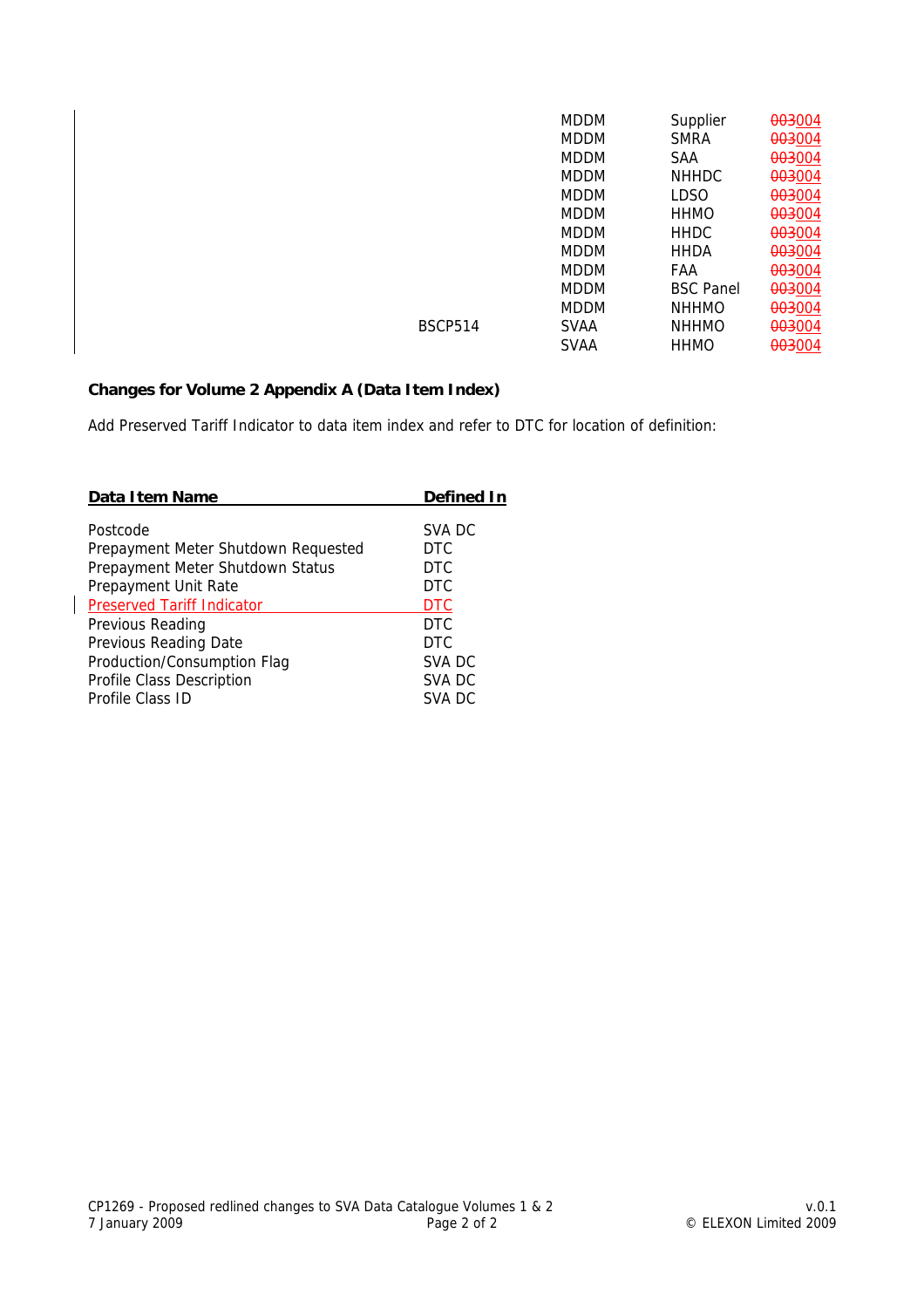| | | | |
|---|---|---|---|
| | MDDM | Supplier | ~~003~~004 |
| | MDDM | SMRA | ~~003~~004 |
| | MDDM | SAA | ~~003~~004 |
| | MDDM | NHHDC | ~~003~~004 |
| | MDDM | LDSO | ~~003~~004 |
| | MDDM | HHMO | ~~003~~004 |
| | MDDM | HHDC | ~~003~~004 |
| | MDDM | HHDA | ~~003~~004 |
| | MDDM | FAA | ~~003~~004 |
| | MDDM | BSC Panel | ~~003~~004 |
| | MDDM | NHHMO | ~~003~~004 |
| BSCP514 | SVAA | NHHMO | ~~003~~004 |
| | SVAA | HHMO | ~~003~~004 |

**Changes for Volume 2 Appendix A (Data Item Index)**

Add Preserved Tariff Indicator to data item index and refer to DTC for location of definition:

| Data Item Name | Defined In |
|---|---|
| Postcode | SVA DC |
| Prepayment Meter Shutdown Requested | DTC |
| Prepayment Meter Shutdown Status | DTC |
| Prepayment Unit Rate | DTC |
| Preserved Tariff Indicator | DTC |
| Previous Reading | DTC |
| Previous Reading Date | DTC |
| Production/Consumption Flag | SVA DC |
| Profile Class Description | SVA DC |
| Profile Class ID | SVA DC |